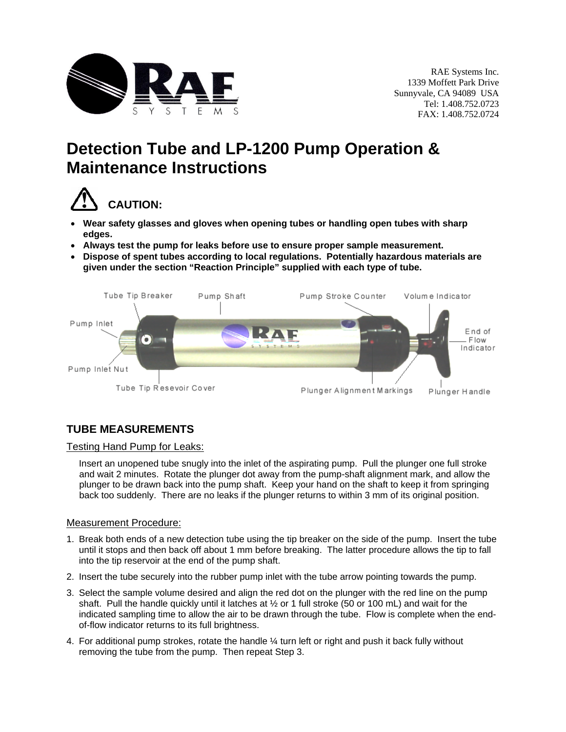RAE Systems Inc.
1339 Moffett Park Drive
Sunnyvale, CA 94089 USA
Tel: 1.408.752.0723
FAX: 1.408.752.0724

# Detection Tube and LP-1200 Pump Operation & Maintenance Instructions

## CAUTION:

- **Wear safety glasses and gloves when opening tubes or handling open tubes with sharp edges.**
- **Always test the pump for leaks before use to ensure proper sample measurement.**
- **Dispose of spent tubes according to local regulations. Potentially hazardous materials are given under the section "Reaction Principle" supplied with each type of tube.**

Tube Tip Breaker, Pump Shaft, Pump Stroke Counter, Volume Indicator, Pump Inlet, End of Flow Indicator, Pump Inlet Nut, Tube Tip Resevoir Cover, Plunger Alignment Markings, Plunger Handle

## TUBE MEASUREMENTS

### Testing Hand Pump for Leaks:

Insert an unopened tube snugly into the inlet of the aspirating pump. Pull the plunger one full stroke and wait 2 minutes. Rotate the plunger dot away from the pump-shaft alignment mark, and allow the plunger to be drawn back into the pump shaft. Keep your hand on the shaft to keep it from springing back too suddenly. There are no leaks if the plunger returns to within 3 mm of its original position.

### Measurement Procedure:

1. Break both ends of a new detection tube using the tip breaker on the side of the pump. Insert the tube until it stops and then back off about 1 mm before breaking. The latter procedure allows the tip to fall into the tip reservoir at the end of the pump shaft.
2. Insert the tube securely into the rubber pump inlet with the tube arrow pointing towards the pump.
3. Select the sample volume desired and align the red dot on the plunger with the red line on the pump shaft. Pull the handle quickly until it latches at ½ or 1 full stroke (50 or 100 mL) and wait for the indicated sampling time to allow the air to be drawn through the tube. Flow is complete when the end-of-flow indicator returns to its full brightness.
4. For additional pump strokes, rotate the handle ¼ turn left or right and push it back fully without removing the tube from the pump. Then repeat Step 3.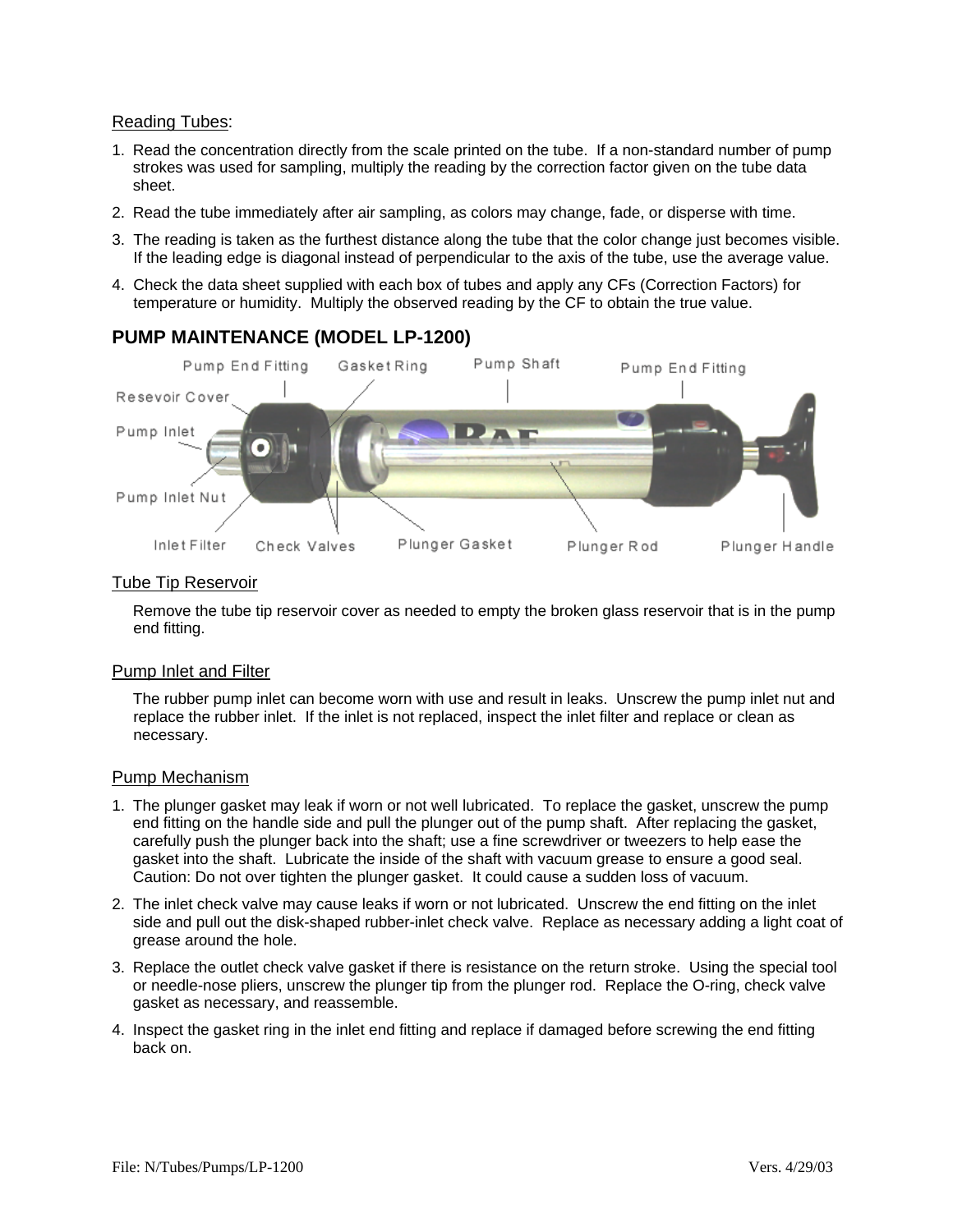Reading Tubes:

1. Read the concentration directly from the scale printed on the tube. If a non-standard number of pump strokes was used for sampling, multiply the reading by the correction factor given on the tube data sheet.
2. Read the tube immediately after air sampling, as colors may change, fade, or disperse with time.
3. The reading is taken as the furthest distance along the tube that the color change just becomes visible. If the leading edge is diagonal instead of perpendicular to the axis of the tube, use the average value.
4. Check the data sheet supplied with each box of tubes and apply any CFs (Correction Factors) for temperature or humidity. Multiply the observed reading by the CF to obtain the true value.

## PUMP MAINTENANCE (MODEL LP-1200)

Pump End Fitting
Gasket Ring
Pump Shaft
Pump End Fitting
Resevoir Cover
Pump Inlet
Pump Inlet Nut
Inlet Filter
Check Valves
Plunger Gasket
Plunger Rod
Plunger Handle

Tube Tip Reservoir

Remove the tube tip reservoir cover as needed to empty the broken glass reservoir that is in the pump end fitting.

Pump Inlet and Filter

The rubber pump inlet can become worn with use and result in leaks. Unscrew the pump inlet nut and replace the rubber inlet. If the inlet is not replaced, inspect the inlet filter and replace or clean as necessary.

Pump Mechanism

1. The plunger gasket may leak if worn or not well lubricated. To replace the gasket, unscrew the pump end fitting on the handle side and pull the plunger out of the pump shaft. After replacing the gasket, carefully push the plunger back into the shaft; use a fine screwdriver or tweezers to help ease the gasket into the shaft. Lubricate the inside of the shaft with vacuum grease to ensure a good seal. Caution: Do not over tighten the plunger gasket. It could cause a sudden loss of vacuum.
2. The inlet check valve may cause leaks if worn or not lubricated. Unscrew the end fitting on the inlet side and pull out the disk-shaped rubber-inlet check valve. Replace as necessary adding a light coat of grease around the hole.
3. Replace the outlet check valve gasket if there is resistance on the return stroke. Using the special tool or needle-nose pliers, unscrew the plunger tip from the plunger rod. Replace the O-ring, check valve gasket as necessary, and reassemble.
4. Inspect the gasket ring in the inlet end fitting and replace if damaged before screwing the end fitting back on.